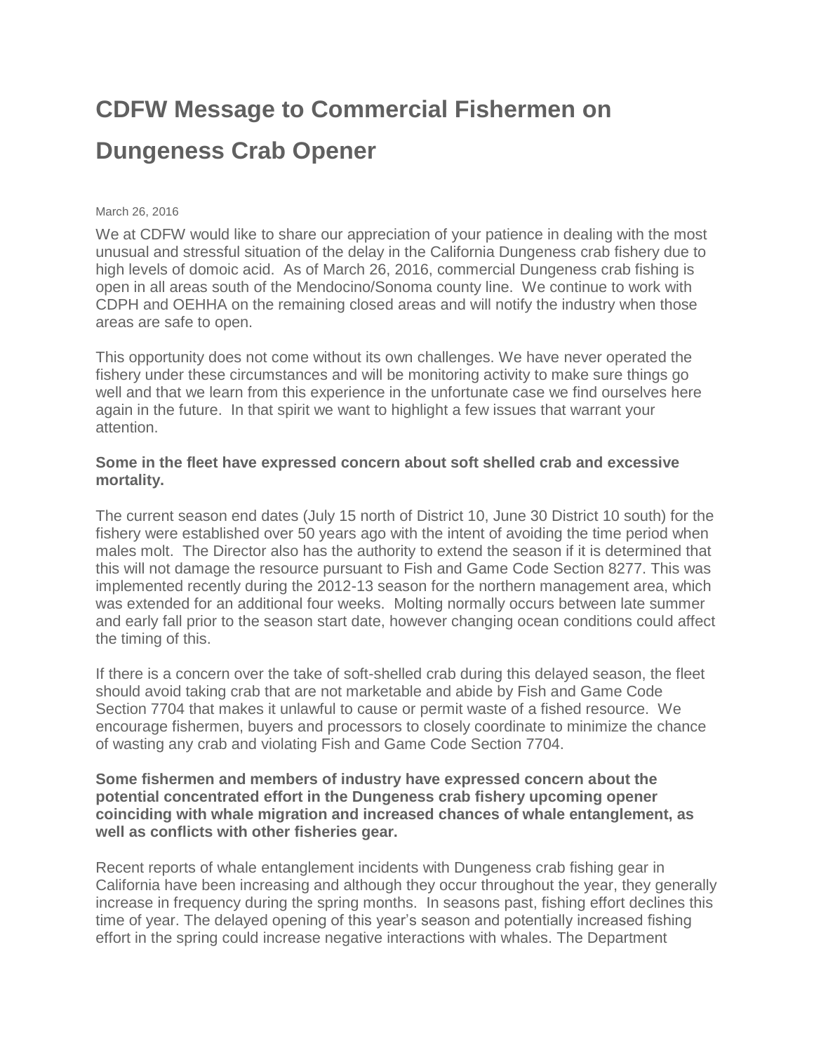# CDFW Message to Commercial Fishermen on Dungeness Crab Opener

March 26, 2016

We at CDFW would like to share our appreciation of your patience in dealing with the most unusual and stressful situation of the delay in the California Dungeness crab fishery due to high levels of domoic acid. As of March 26, 2016, commercial Dungeness crab fishing is open in all areas south of the Mendocino/Sonoma county line. We continue to work with CDPH and OEHHA on the remaining closed areas and will notify the industry when those areas are safe to open.

This opportunity does not come without its own challenges. We have never operated the fishery under these circumstances and will be monitoring activity to make sure things go well and that we learn from this experience in the unfortunate case we find ourselves here again in the future. In that spirit we want to highlight a few issues that warrant your attention.

**Some in the fleet have expressed concern about soft shelled crab and excessive mortality.**

The current season end dates (July 15 north of District 10, June 30 District 10 south) for the fishery were established over 50 years ago with the intent of avoiding the time period when males molt. The Director also has the authority to extend the season if it is determined that this will not damage the resource pursuant to Fish and Game Code Section 8277. This was implemented recently during the 2012-13 season for the northern management area, which was extended for an additional four weeks. Molting normally occurs between late summer and early fall prior to the season start date, however changing ocean conditions could affect the timing of this.

If there is a concern over the take of soft-shelled crab during this delayed season, the fleet should avoid taking crab that are not marketable and abide by Fish and Game Code Section 7704 that makes it unlawful to cause or permit waste of a fished resource. We encourage fishermen, buyers and processors to closely coordinate to minimize the chance of wasting any crab and violating Fish and Game Code Section 7704.

**Some fishermen and members of industry have expressed concern about the potential concentrated effort in the Dungeness crab fishery upcoming opener coinciding with whale migration and increased chances of whale entanglement, as well as conflicts with other fisheries gear.**

Recent reports of whale entanglement incidents with Dungeness crab fishing gear in California have been increasing and although they occur throughout the year, they generally increase in frequency during the spring months. In seasons past, fishing effort declines this time of year. The delayed opening of this year's season and potentially increased fishing effort in the spring could increase negative interactions with whales. The Department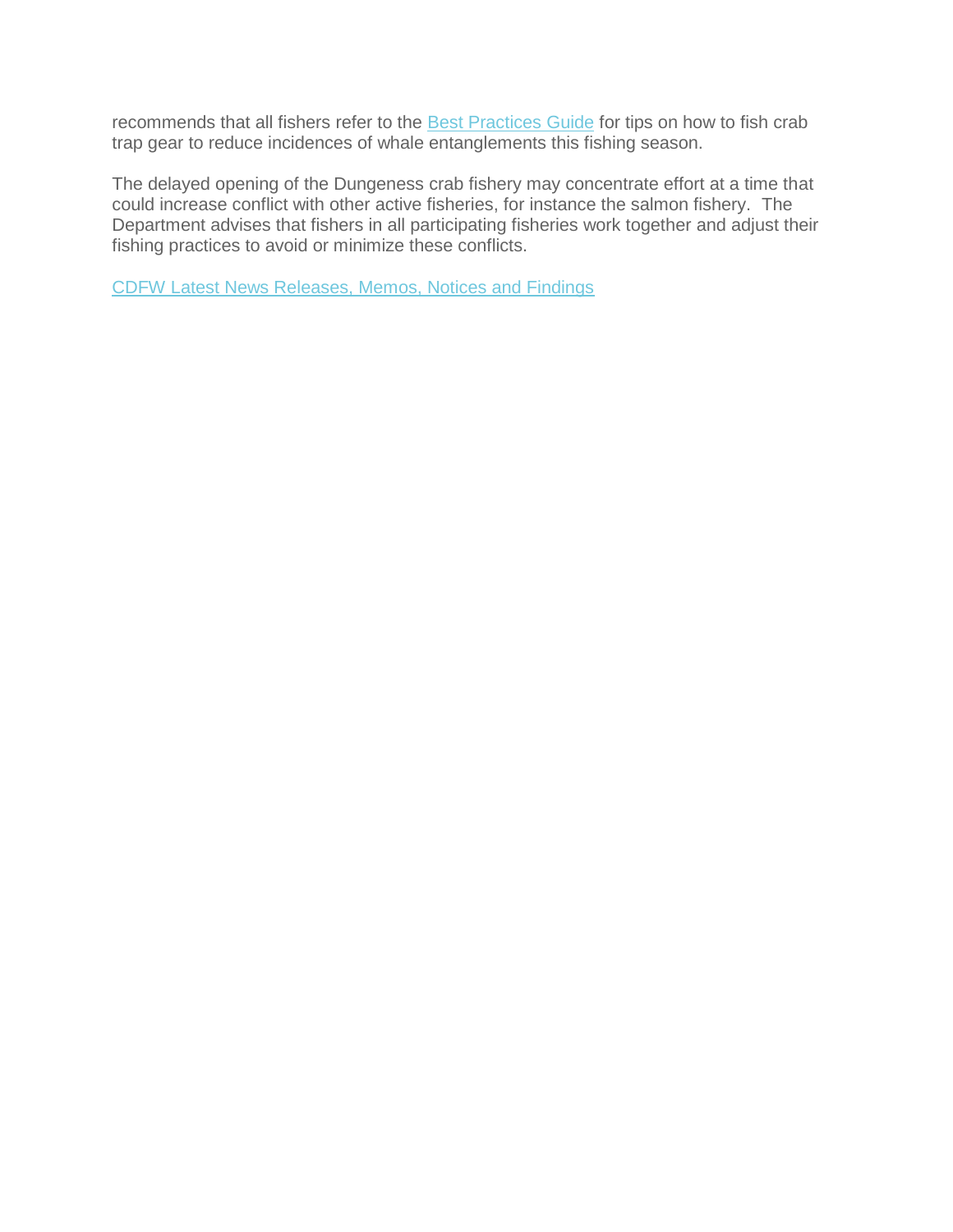recommends that all fishers refer to the [Best Practices Guide] for tips on how to fish crab trap gear to reduce incidences of whale entanglements this fishing season.

The delayed opening of the Dungeness crab fishery may concentrate effort at a time that could increase conflict with other active fisheries, for instance the salmon fishery. The Department advises that fishers in all participating fisheries work together and adjust their fishing practices to avoid or minimize these conflicts.

[CDFW Latest News Releases, Memos, Notices and Findings]